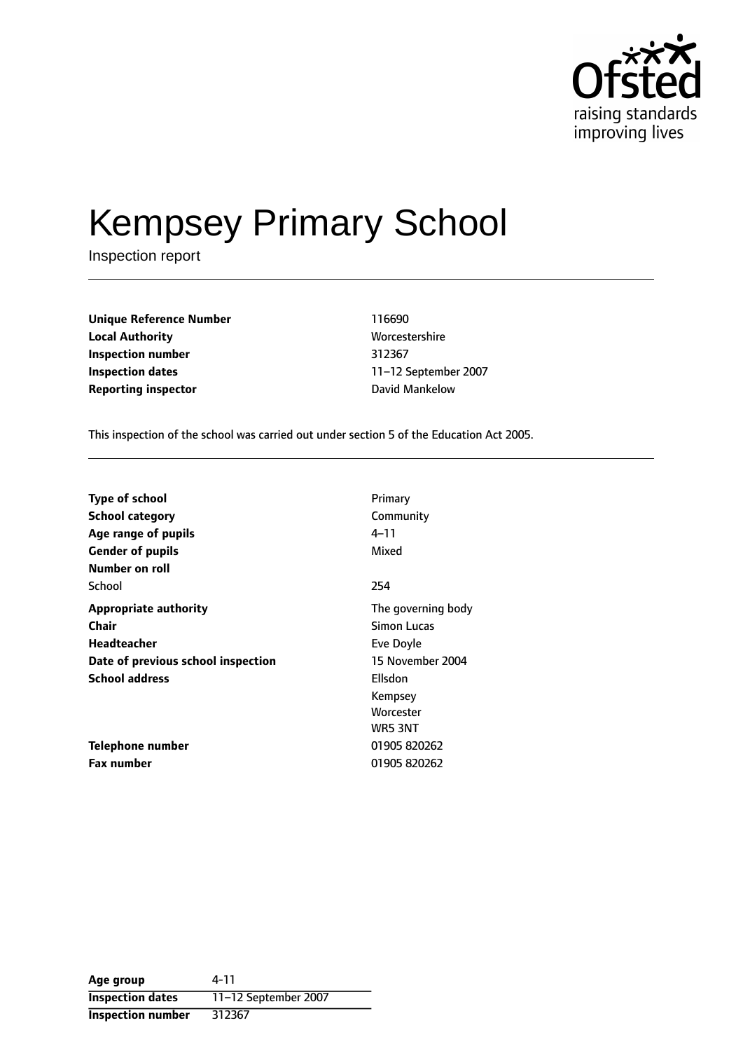# Kempsey Primary School

Inspection report

| | |
|---|---|
| **Unique Reference Number** | 116690 |
| **Local Authority** | Worcestershire |
| **Inspection number** | 312367 |
| **Inspection dates** | 11–12 September 2007 |
| **Reporting inspector** | David Mankelow |

This inspection of the school was carried out under section 5 of the Education Act 2005.

| | |
|---|---|
| **Type of school** | Primary |
| **School category** | Community |
| **Age range of pupils** | 4–11 |
| **Gender of pupils** | Mixed |
| **Number on roll** | |
| School | 254 |
| **Appropriate authority** | The governing body |
| **Chair** | Simon Lucas |
| **Headteacher** | Eve Doyle |
| **Date of previous school inspection** | 15 November 2004 |
| **School address** | Ellsdon<br>Kempsey<br>Worcester<br>WR5 3NT |
| **Telephone number** | 01905 820262 |
| **Fax number** | 01905 820262 |

| | |
|---|---|
| **Age group** | 4-11 |
| **Inspection dates** | 11–12 September 2007 |
| **Inspection number** | 312367 |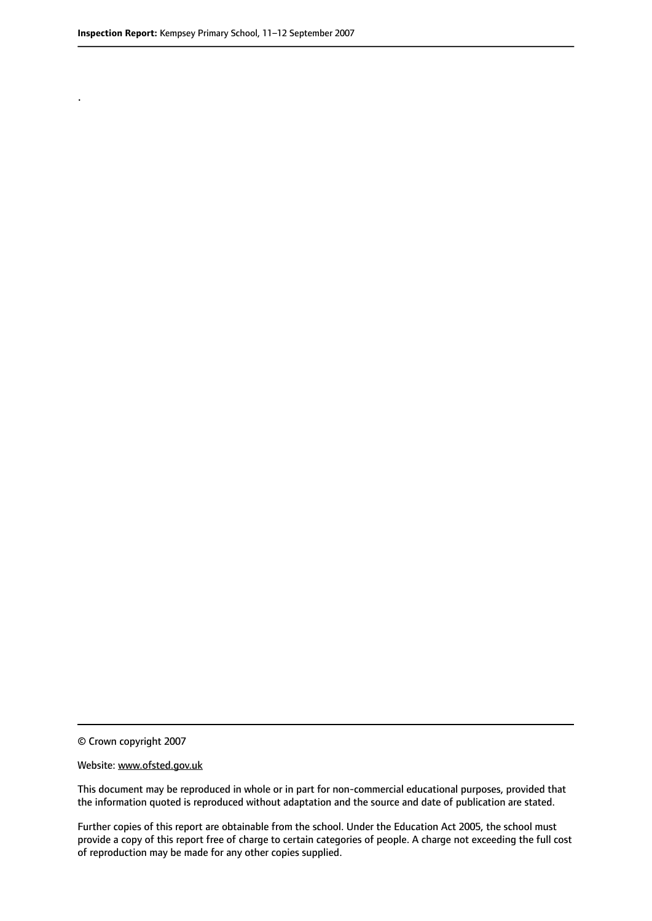.

© Crown copyright 2007

Website: www.ofsted.gov.uk

This document may be reproduced in whole or in part for non-commercial educational purposes, provided that the information quoted is reproduced without adaptation and the source and date of publication are stated.

Further copies of this report are obtainable from the school. Under the Education Act 2005, the school must provide a copy of this report free of charge to certain categories of people. A charge not exceeding the full cost of reproduction may be made for any other copies supplied.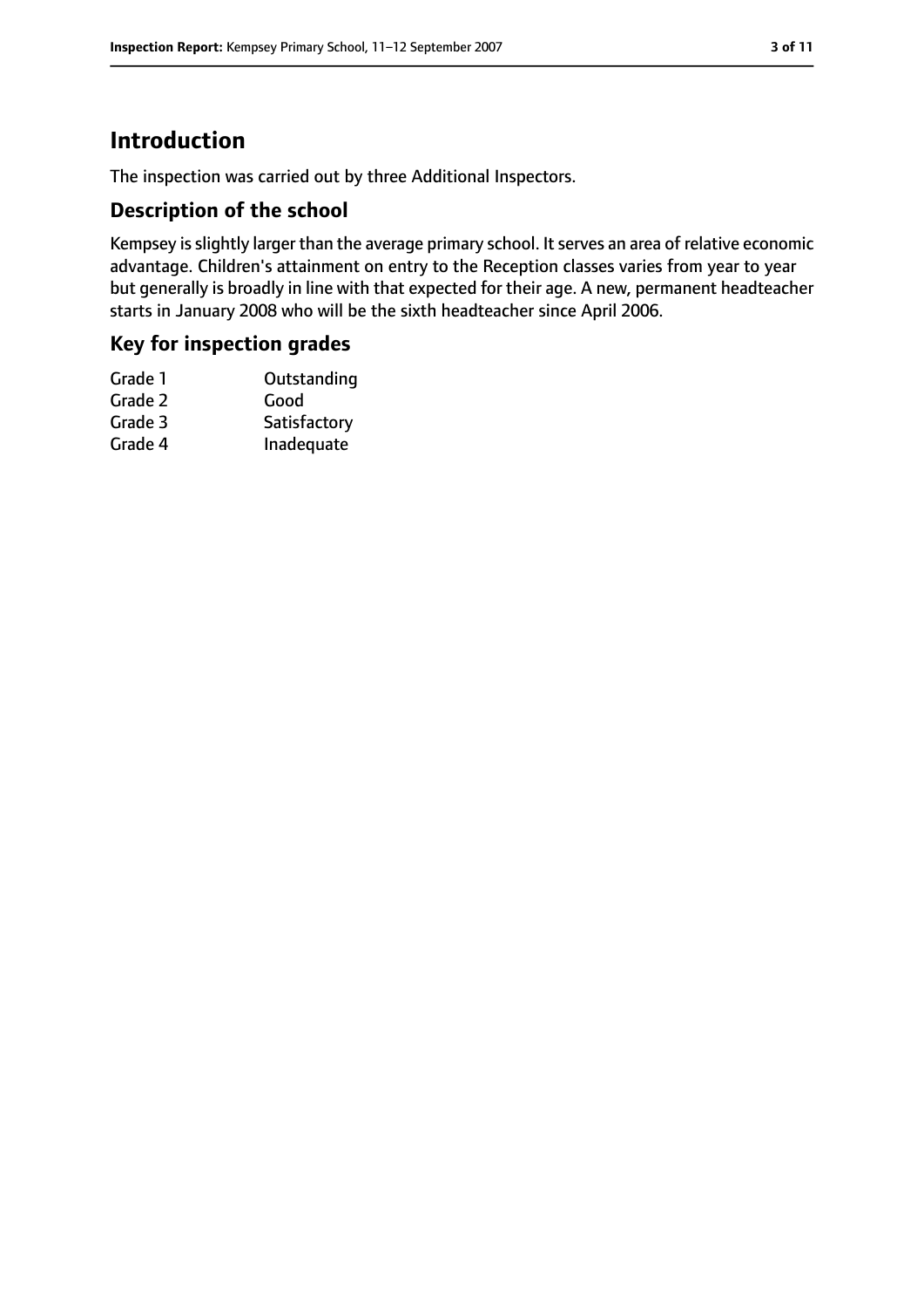# Introduction

The inspection was carried out by three Additional Inspectors.

## Description of the school

Kempsey is slightly larger than the average primary school. It serves an area of relative economic advantage. Children's attainment on entry to the Reception classes varies from year to year but generally is broadly in line with that expected for their age. A new, permanent headteacher starts in January 2008 who will be the sixth headteacher since April 2006.

## Key for inspection grades

| | |
|---|---|
| Grade 1 | Outstanding |
| Grade 2 | Good |
| Grade 3 | Satisfactory |
| Grade 4 | Inadequate |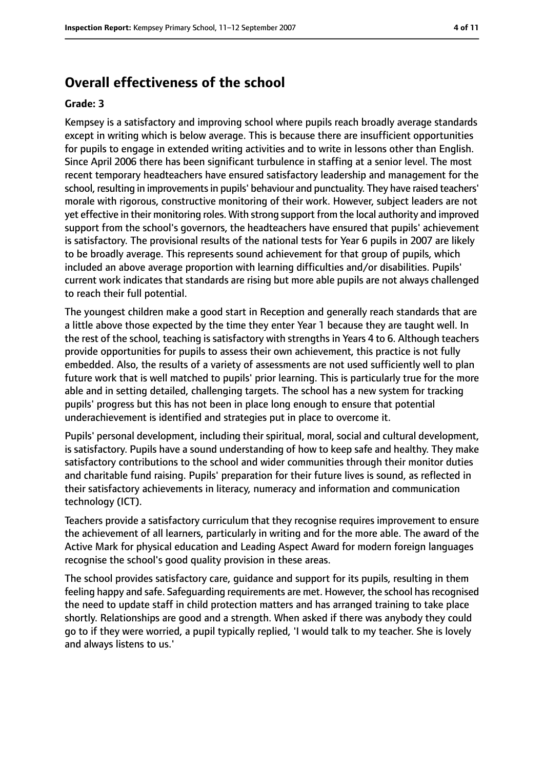# Overall effectiveness of the school

**Grade: 3**

Kempsey is a satisfactory and improving school where pupils reach broadly average standards except in writing which is below average. This is because there are insufficient opportunities for pupils to engage in extended writing activities and to write in lessons other than English. Since April 2006 there has been significant turbulence in staffing at a senior level. The most recent temporary headteachers have ensured satisfactory leadership and management for the school, resulting in improvements in pupils' behaviour and punctuality. They have raised teachers' morale with rigorous, constructive monitoring of their work. However, subject leaders are not yet effective in their monitoring roles. With strong support from the local authority and improved support from the school's governors, the headteachers have ensured that pupils' achievement is satisfactory. The provisional results of the national tests for Year 6 pupils in 2007 are likely to be broadly average. This represents sound achievement for that group of pupils, which included an above average proportion with learning difficulties and/or disabilities. Pupils' current work indicates that standards are rising but more able pupils are not always challenged to reach their full potential.

The youngest children make a good start in Reception and generally reach standards that are a little above those expected by the time they enter Year 1 because they are taught well. In the rest of the school, teaching is satisfactory with strengths in Years 4 to 6. Although teachers provide opportunities for pupils to assess their own achievement, this practice is not fully embedded. Also, the results of a variety of assessments are not used sufficiently well to plan future work that is well matched to pupils' prior learning. This is particularly true for the more able and in setting detailed, challenging targets. The school has a new system for tracking pupils' progress but this has not been in place long enough to ensure that potential underachievement is identified and strategies put in place to overcome it.

Pupils' personal development, including their spiritual, moral, social and cultural development, is satisfactory. Pupils have a sound understanding of how to keep safe and healthy. They make satisfactory contributions to the school and wider communities through their monitor duties and charitable fund raising. Pupils' preparation for their future lives is sound, as reflected in their satisfactory achievements in literacy, numeracy and information and communication technology (ICT).

Teachers provide a satisfactory curriculum that they recognise requires improvement to ensure the achievement of all learners, particularly in writing and for the more able. The award of the Active Mark for physical education and Leading Aspect Award for modern foreign languages recognise the school's good quality provision in these areas.

The school provides satisfactory care, guidance and support for its pupils, resulting in them feeling happy and safe. Safeguarding requirements are met. However, the school has recognised the need to update staff in child protection matters and has arranged training to take place shortly. Relationships are good and a strength. When asked if there was anybody they could go to if they were worried, a pupil typically replied, 'I would talk to my teacher. She is lovely and always listens to us.'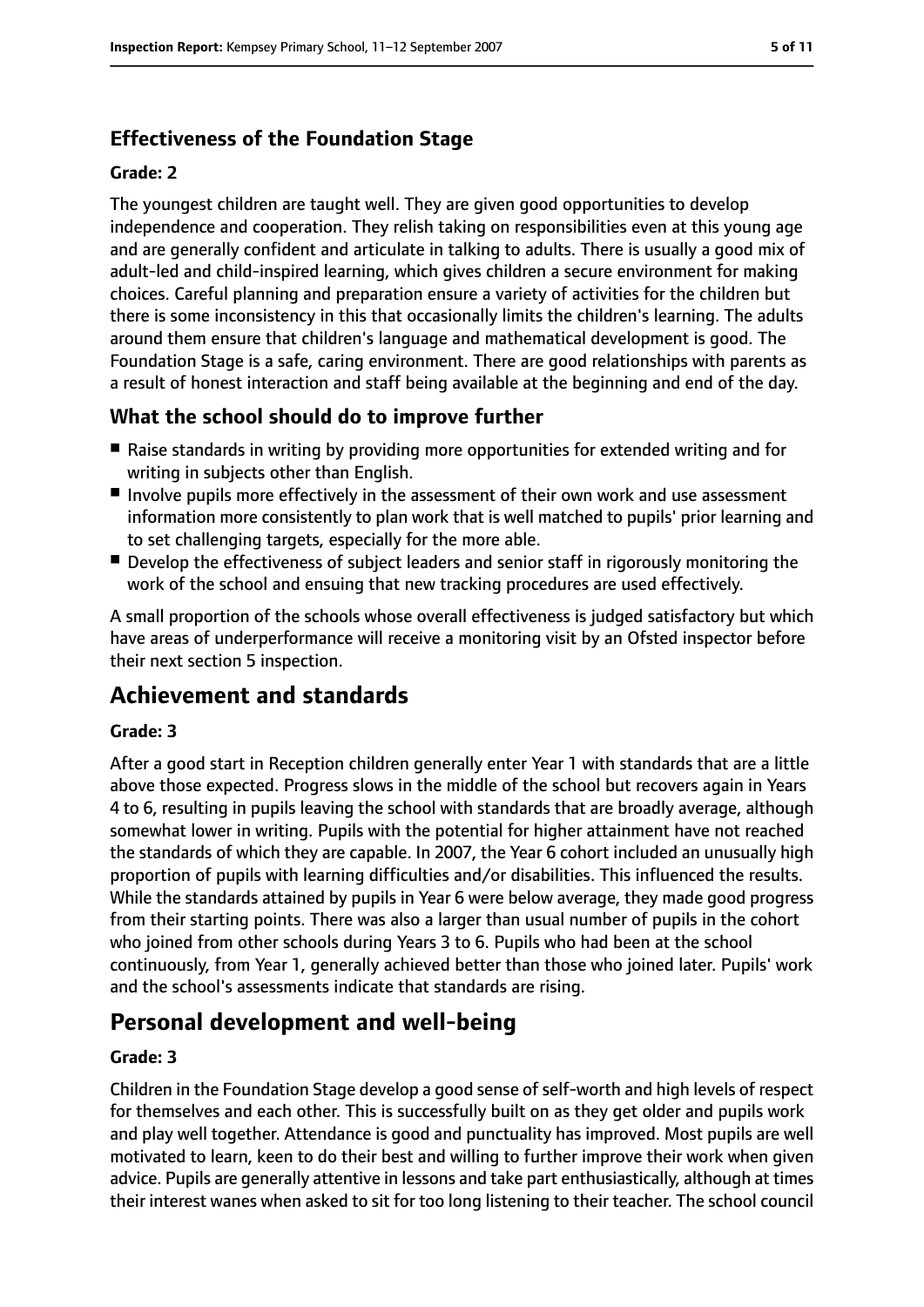### Effectiveness of the Foundation Stage

#### Grade: 2

The youngest children are taught well. They are given good opportunities to develop independence and cooperation. They relish taking on responsibilities even at this young age and are generally confident and articulate in talking to adults. There is usually a good mix of adult-led and child-inspired learning, which gives children a secure environment for making choices. Careful planning and preparation ensure a variety of activities for the children but there is some inconsistency in this that occasionally limits the children's learning. The adults around them ensure that children's language and mathematical development is good. The Foundation Stage is a safe, caring environment. There are good relationships with parents as a result of honest interaction and staff being available at the beginning and end of the day.

### What the school should do to improve further

- Raise standards in writing by providing more opportunities for extended writing and for writing in subjects other than English.
- Involve pupils more effectively in the assessment of their own work and use assessment information more consistently to plan work that is well matched to pupils' prior learning and to set challenging targets, especially for the more able.
- Develop the effectiveness of subject leaders and senior staff in rigorously monitoring the work of the school and ensuing that new tracking procedures are used effectively.

A small proportion of the schools whose overall effectiveness is judged satisfactory but which have areas of underperformance will receive a monitoring visit by an Ofsted inspector before their next section 5 inspection.

## Achievement and standards

#### Grade: 3

After a good start in Reception children generally enter Year 1 with standards that are a little above those expected. Progress slows in the middle of the school but recovers again in Years 4 to 6, resulting in pupils leaving the school with standards that are broadly average, although somewhat lower in writing. Pupils with the potential for higher attainment have not reached the standards of which they are capable. In 2007, the Year 6 cohort included an unusually high proportion of pupils with learning difficulties and/or disabilities. This influenced the results. While the standards attained by pupils in Year 6 were below average, they made good progress from their starting points. There was also a larger than usual number of pupils in the cohort who joined from other schools during Years 3 to 6. Pupils who had been at the school continuously, from Year 1, generally achieved better than those who joined later. Pupils' work and the school's assessments indicate that standards are rising.

## Personal development and well-being

#### Grade: 3

Children in the Foundation Stage develop a good sense of self-worth and high levels of respect for themselves and each other. This is successfully built on as they get older and pupils work and play well together. Attendance is good and punctuality has improved. Most pupils are well motivated to learn, keen to do their best and willing to further improve their work when given advice. Pupils are generally attentive in lessons and take part enthusiastically, although at times their interest wanes when asked to sit for too long listening to their teacher. The school council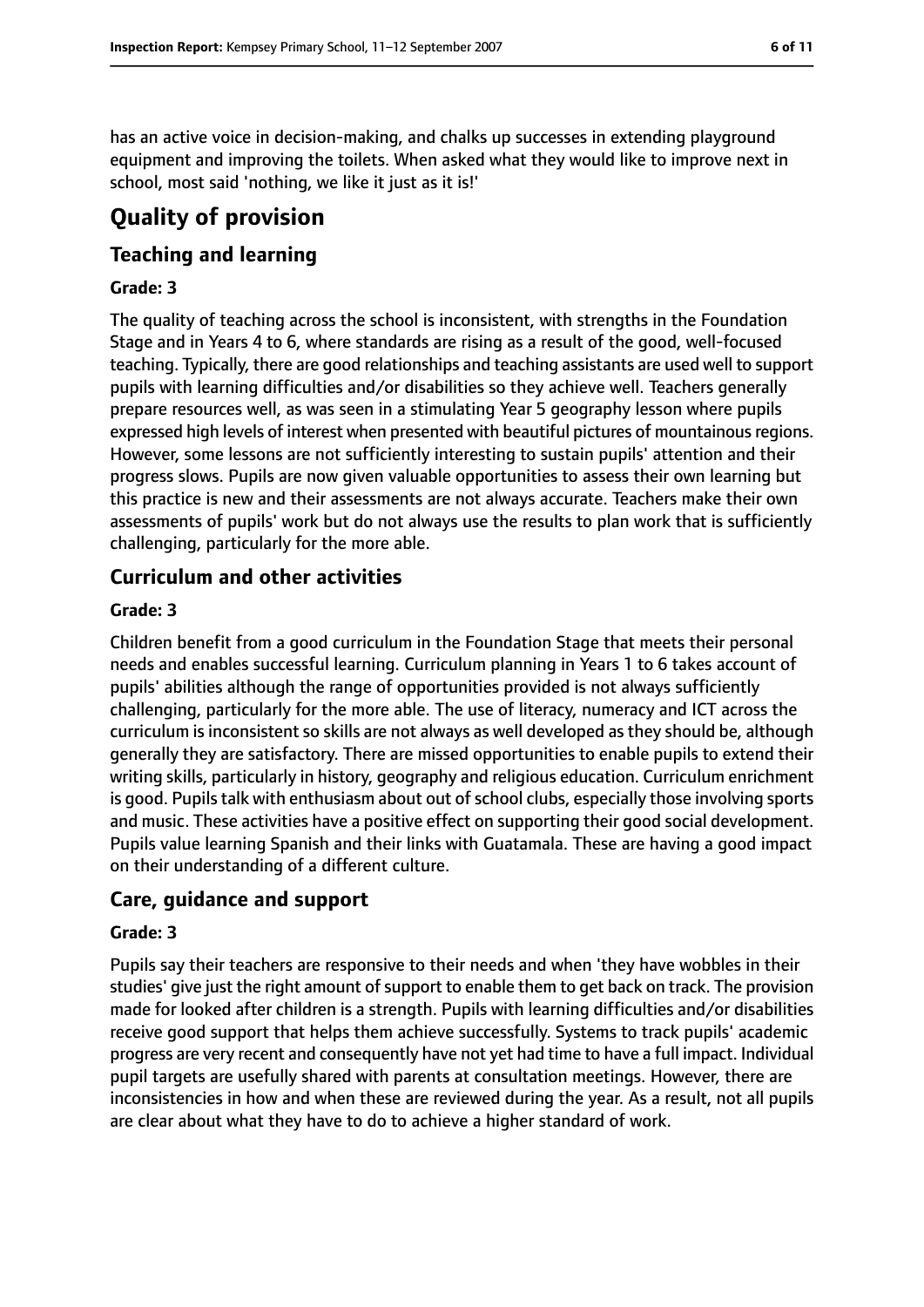has an active voice in decision-making, and chalks up successes in extending playground equipment and improving the toilets. When asked what they would like to improve next in school, most said 'nothing, we like it just as it is!'

# Quality of provision

## Teaching and learning

### Grade: 3

The quality of teaching across the school is inconsistent, with strengths in the Foundation Stage and in Years 4 to 6, where standards are rising as a result of the good, well-focused teaching. Typically, there are good relationships and teaching assistants are used well to support pupils with learning difficulties and/or disabilities so they achieve well. Teachers generally prepare resources well, as was seen in a stimulating Year 5 geography lesson where pupils expressed high levels of interest when presented with beautiful pictures of mountainous regions. However, some lessons are not sufficiently interesting to sustain pupils' attention and their progress slows. Pupils are now given valuable opportunities to assess their own learning but this practice is new and their assessments are not always accurate. Teachers make their own assessments of pupils' work but do not always use the results to plan work that is sufficiently challenging, particularly for the more able.

## Curriculum and other activities

### Grade: 3

Children benefit from a good curriculum in the Foundation Stage that meets their personal needs and enables successful learning. Curriculum planning in Years 1 to 6 takes account of pupils' abilities although the range of opportunities provided is not always sufficiently challenging, particularly for the more able. The use of literacy, numeracy and ICT across the curriculum is inconsistent so skills are not always as well developed as they should be, although generally they are satisfactory. There are missed opportunities to enable pupils to extend their writing skills, particularly in history, geography and religious education. Curriculum enrichment is good. Pupils talk with enthusiasm about out of school clubs, especially those involving sports and music. These activities have a positive effect on supporting their good social development. Pupils value learning Spanish and their links with Guatamala. These are having a good impact on their understanding of a different culture.

## Care, guidance and support

### Grade: 3

Pupils say their teachers are responsive to their needs and when 'they have wobbles in their studies' give just the right amount of support to enable them to get back on track. The provision made for looked after children is a strength. Pupils with learning difficulties and/or disabilities receive good support that helps them achieve successfully. Systems to track pupils' academic progress are very recent and consequently have not yet had time to have a full impact. Individual pupil targets are usefully shared with parents at consultation meetings. However, there are inconsistencies in how and when these are reviewed during the year. As a result, not all pupils are clear about what they have to do to achieve a higher standard of work.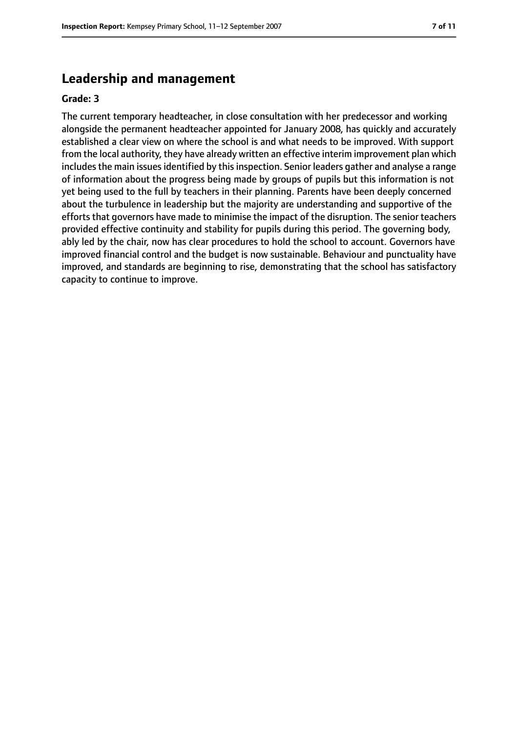## Leadership and management

**Grade: 3**

The current temporary headteacher, in close consultation with her predecessor and working alongside the permanent headteacher appointed for January 2008, has quickly and accurately established a clear view on where the school is and what needs to be improved. With support from the local authority, they have already written an effective interim improvement plan which includes the main issues identified by this inspection. Senior leaders gather and analyse a range of information about the progress being made by groups of pupils but this information is not yet being used to the full by teachers in their planning. Parents have been deeply concerned about the turbulence in leadership but the majority are understanding and supportive of the efforts that governors have made to minimise the impact of the disruption. The senior teachers provided effective continuity and stability for pupils during this period. The governing body, ably led by the chair, now has clear procedures to hold the school to account. Governors have improved financial control and the budget is now sustainable. Behaviour and punctuality have improved, and standards are beginning to rise, demonstrating that the school has satisfactory capacity to continue to improve.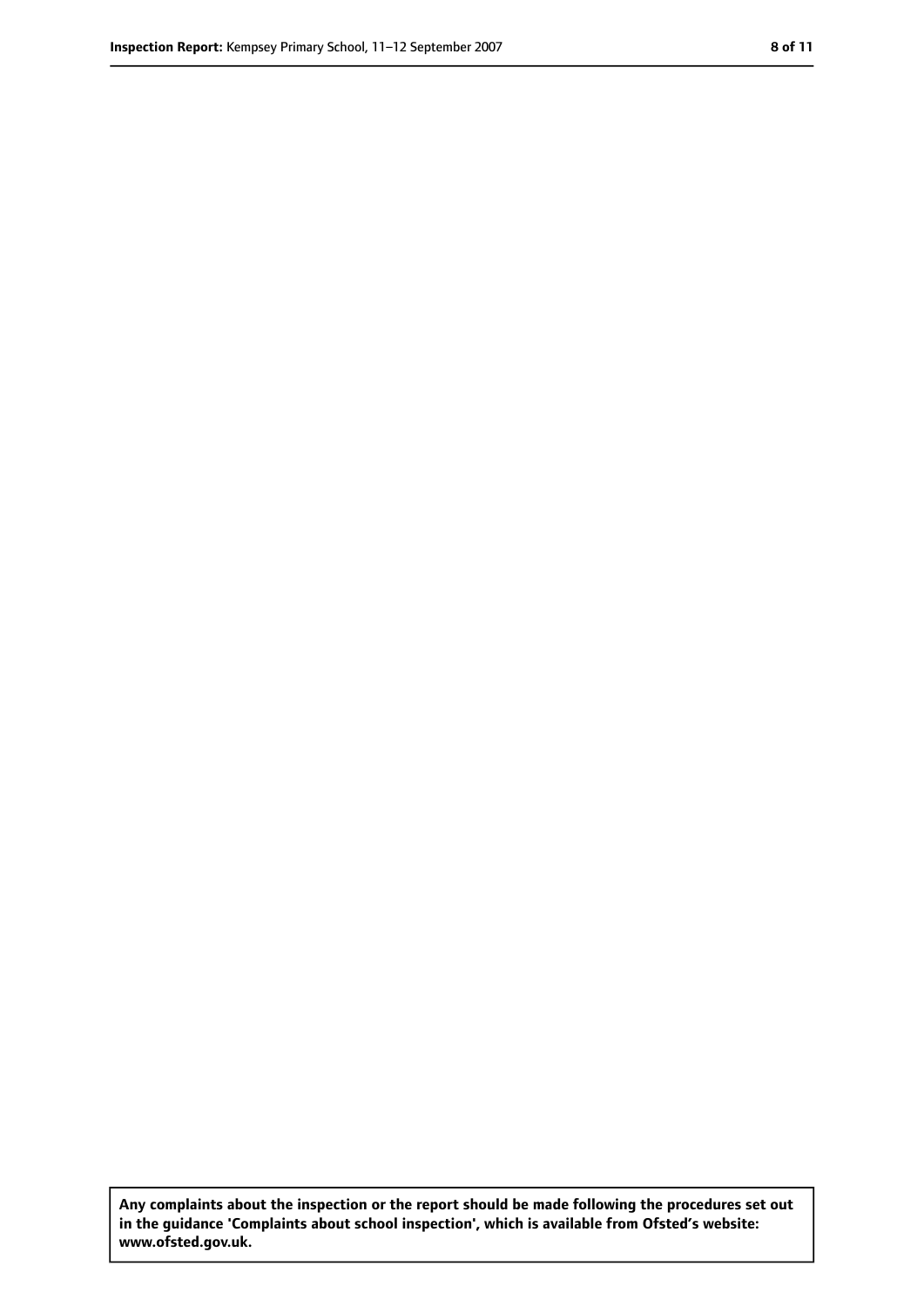**Any complaints about the inspection or the report should be made following the procedures set out in the guidance 'Complaints about school inspection', which is available from Ofsted's website: www.ofsted.gov.uk.**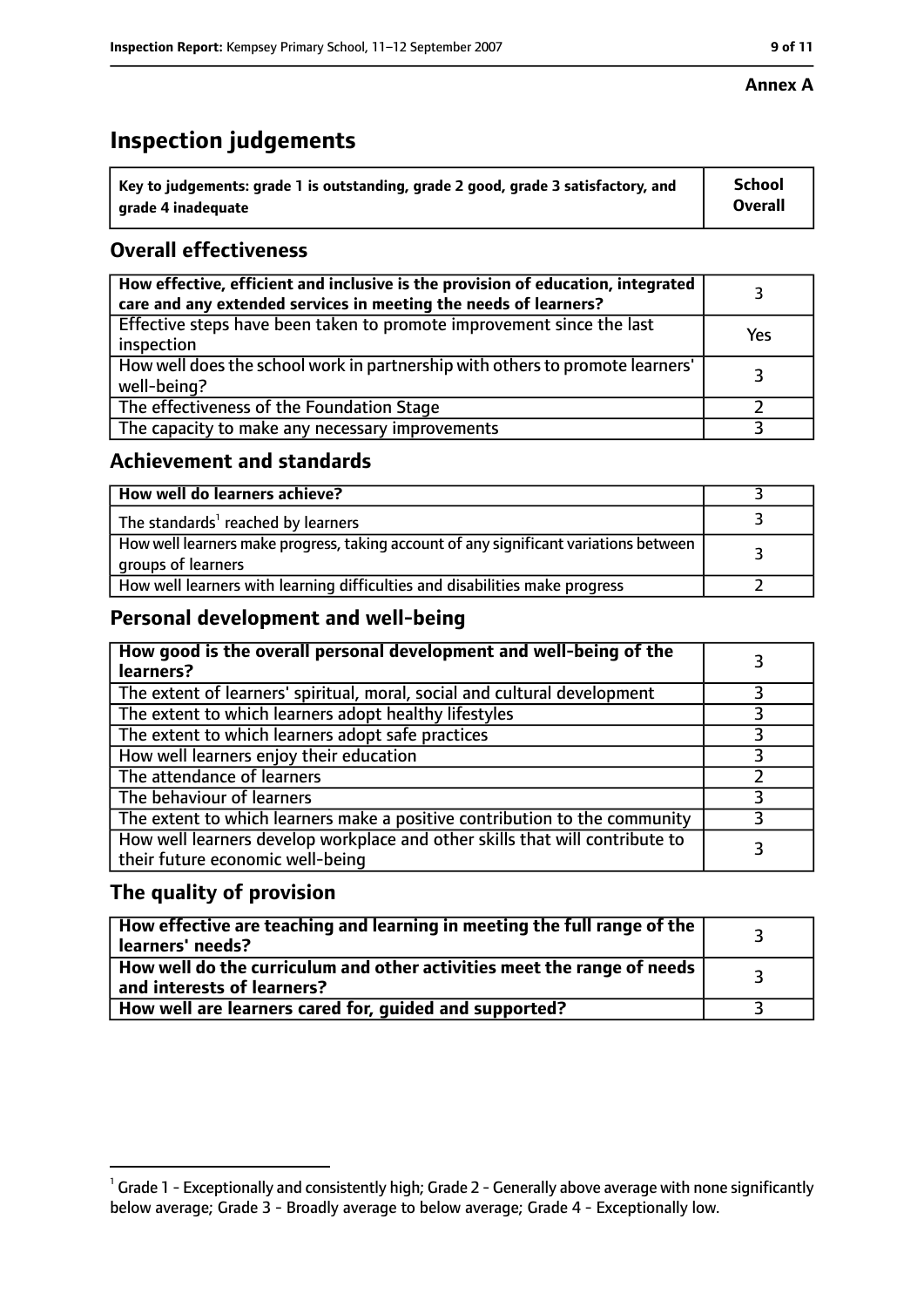**Annex A**

# Inspection judgements

| Key to judgements: grade 1 is outstanding, grade 2 good, grade 3 satisfactory, and grade 4 inadequate | School Overall |
|---|---|

## Overall effectiveness

| | |
|---|---|
| **How effective, efficient and inclusive is the provision of education, integrated care and any extended services in meeting the needs of learners?** | 3 |
| Effective steps have been taken to promote improvement since the last inspection | Yes |
| How well does the school work in partnership with others to promote learners' well-being? | 3 |
| The effectiveness of the Foundation Stage | 2 |
| The capacity to make any necessary improvements | 3 |

## Achievement and standards

| | |
|---|---|
| **How well do learners achieve?** | 3 |
| The standards[1] reached by learners | 3 |
| How well learners make progress, taking account of any significant variations between groups of learners | 3 |
| How well learners with learning difficulties and disabilities make progress | 2 |

## Personal development and well-being

| | |
|---|---|
| **How good is the overall personal development and well-being of the learners?** | 3 |
| The extent of learners' spiritual, moral, social and cultural development | 3 |
| The extent to which learners adopt healthy lifestyles | 3 |
| The extent to which learners adopt safe practices | 3 |
| How well learners enjoy their education | 3 |
| The attendance of learners | 2 |
| The behaviour of learners | 3 |
| The extent to which learners make a positive contribution to the community | 3 |
| How well learners develop workplace and other skills that will contribute to their future economic well-being | 3 |

## The quality of provision

| | |
|---|---|
| **How effective are teaching and learning in meeting the full range of the learners' needs?** | 3 |
| **How well do the curriculum and other activities meet the range of needs and interests of learners?** | 3 |
| **How well are learners cared for, guided and supported?** | 3 |

[1] Grade 1 - Exceptionally and consistently high; Grade 2 - Generally above average with none significantly below average; Grade 3 - Broadly average to below average; Grade 4 - Exceptionally low.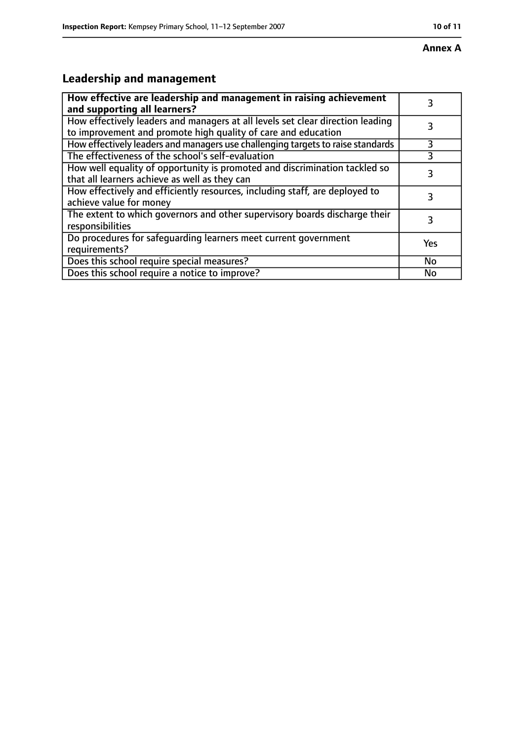**Annex A**

## Leadership and management

| **How effective are leadership and management in raising achievement and supporting all learners?** | 3 |
|---|---|
| How effectively leaders and managers at all levels set clear direction leading to improvement and promote high quality of care and education | 3 |
| How effectively leaders and managers use challenging targets to raise standards | 3 |
| The effectiveness of the school's self-evaluation | 3 |
| How well equality of opportunity is promoted and discrimination tackled so that all learners achieve as well as they can | 3 |
| How effectively and efficiently resources, including staff, are deployed to achieve value for money | 3 |
| The extent to which governors and other supervisory boards discharge their responsibilities | 3 |
| Do procedures for safeguarding learners meet current government requirements? | Yes |
| Does this school require special measures? | No |
| Does this school require a notice to improve? | No |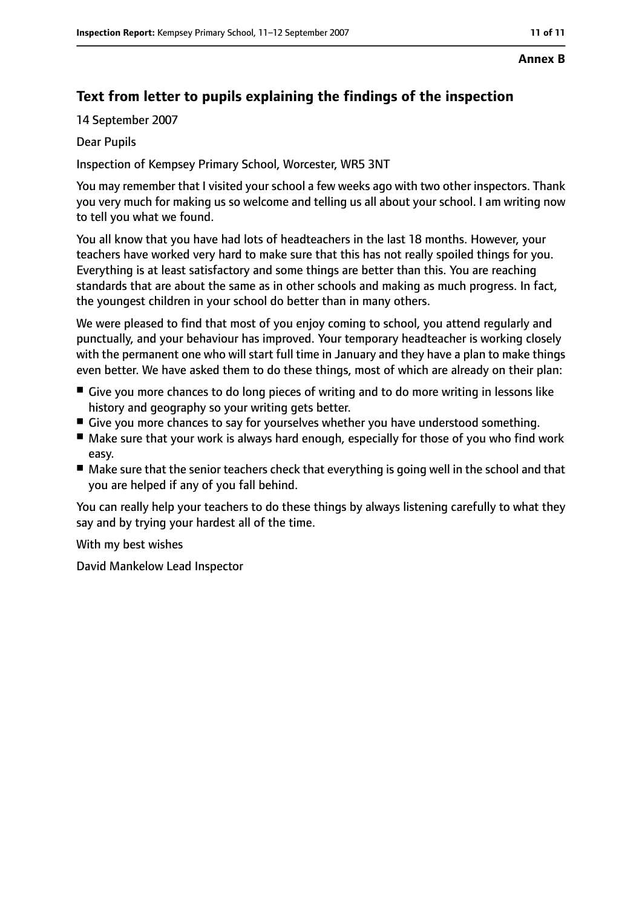**Annex B**

## Text from letter to pupils explaining the findings of the inspection

14 September 2007

Dear Pupils

Inspection of Kempsey Primary School, Worcester, WR5 3NT

You may remember that I visited your school a few weeks ago with two other inspectors. Thank you very much for making us so welcome and telling us all about your school. I am writing now to tell you what we found.

You all know that you have had lots of headteachers in the last 18 months. However, your teachers have worked very hard to make sure that this has not really spoiled things for you. Everything is at least satisfactory and some things are better than this. You are reaching standards that are about the same as in other schools and making as much progress. In fact, the youngest children in your school do better than in many others.

We were pleased to find that most of you enjoy coming to school, you attend regularly and punctually, and your behaviour has improved. Your temporary headteacher is working closely with the permanent one who will start full time in January and they have a plan to make things even better. We have asked them to do these things, most of which are already on their plan:

- Give you more chances to do long pieces of writing and to do more writing in lessons like history and geography so your writing gets better.
- Give you more chances to say for yourselves whether you have understood something.
- Make sure that your work is always hard enough, especially for those of you who find work easy.
- Make sure that the senior teachers check that everything is going well in the school and that you are helped if any of you fall behind.

You can really help your teachers to do these things by always listening carefully to what they say and by trying your hardest all of the time.

With my best wishes

David Mankelow Lead Inspector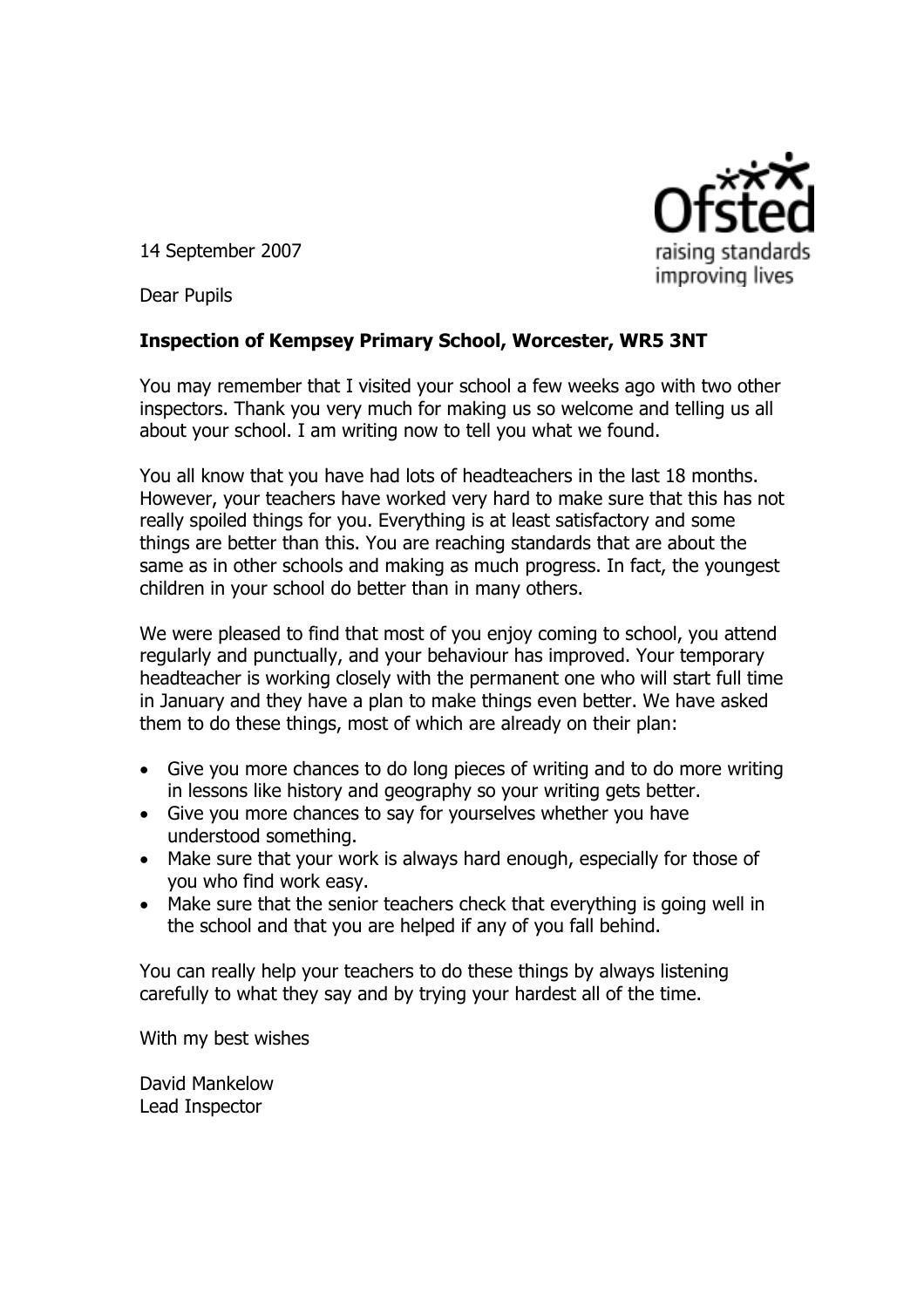14 September 2007

Dear Pupils

**Inspection of Kempsey Primary School, Worcester, WR5 3NT**

You may remember that I visited your school a few weeks ago with two other inspectors. Thank you very much for making us so welcome and telling us all about your school. I am writing now to tell you what we found.

You all know that you have had lots of headteachers in the last 18 months. However, your teachers have worked very hard to make sure that this has not really spoiled things for you. Everything is at least satisfactory and some things are better than this. You are reaching standards that are about the same as in other schools and making as much progress. In fact, the youngest children in your school do better than in many others.

We were pleased to find that most of you enjoy coming to school, you attend regularly and punctually, and your behaviour has improved. Your temporary headteacher is working closely with the permanent one who will start full time in January and they have a plan to make things even better. We have asked them to do these things, most of which are already on their plan:

- Give you more chances to do long pieces of writing and to do more writing in lessons like history and geography so your writing gets better.
- Give you more chances to say for yourselves whether you have understood something.
- Make sure that your work is always hard enough, especially for those of you who find work easy.
- Make sure that the senior teachers check that everything is going well in the school and that you are helped if any of you fall behind.

You can really help your teachers to do these things by always listening carefully to what they say and by trying your hardest all of the time.

With my best wishes

David Mankelow
Lead Inspector